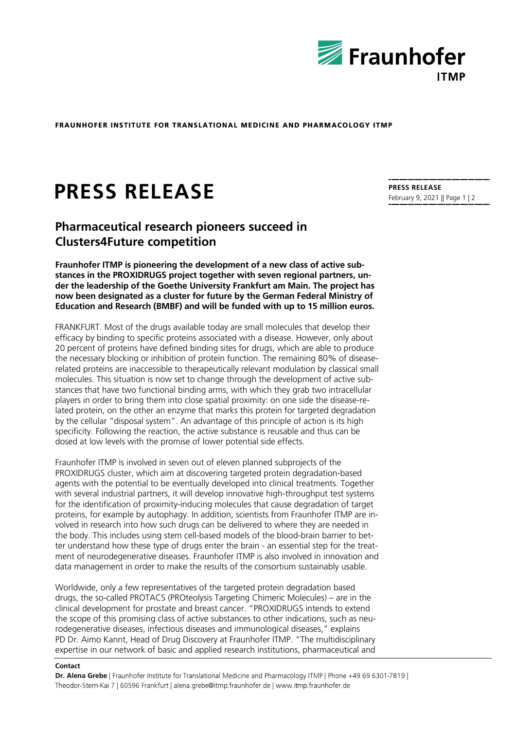FRAUNHOFER INSTITUTE FOR TRANSLATIONAL MEDICINE AND PHARMACOLOGY ITMP

# PRESS RELEASE

**PRESS RELEASE**
February 9, 2021

## Pharmaceutical research pioneers succeed in Clusters4Future competition

**Fraunhofer ITMP is pioneering the development of a new class of active substances in the PROXIDRUGS project together with seven regional partners, under the leadership of the Goethe University Frankfurt am Main. The project has now been designated as a cluster for future by the German Federal Ministry of Education and Research (BMBF) and will be funded with up to 15 million euros.**

FRANKFURT. Most of the drugs available today are small molecules that develop their efficacy by binding to specific proteins associated with a disease. However, only about 20 percent of proteins have defined binding sites for drugs, which are able to produce the necessary blocking or inhibition of protein function. The remaining 80% of disease-related proteins are inaccessible to therapeutically relevant modulation by classical small molecules. This situation is now set to change through the development of active substances that have two functional binding arms, with which they grab two intracellular players in order to bring them into close spatial proximity: on one side the disease-related protein, on the other an enzyme that marks this protein for targeted degradation by the cellular "disposal system". An advantage of this principle of action is its high specificity. Following the reaction, the active substance is reusable and thus can be dosed at low levels with the promise of lower potential side effects.

Fraunhofer ITMP is involved in seven out of eleven planned subprojects of the PROXIDRUGS cluster, which aim at discovering targeted protein degradation-based agents with the potential to be eventually developed into clinical treatments. Together with several industrial partners, it will develop innovative high-throughput test systems for the identification of proximity-inducing molecules that cause degradation of target proteins, for example by autophagy. In addition, scientists from Fraunhofer ITMP are involved in research into how such drugs can be delivered to where they are needed in the body. This includes using stem cell-based models of the blood-brain barrier to better understand how these type of drugs enter the brain - an essential step for the treatment of neurodegenerative diseases. Fraunhofer ITMP is also involved in innovation and data management in order to make the results of the consortium sustainably usable.

Worldwide, only a few representatives of the targeted protein degradation based drugs, the so-called PROTACS (PROteolysis Targeting Chimeric Molecules) – are in the clinical development for prostate and breast cancer. "PROXIDRUGS intends to extend the scope of this promising class of active substances to other indications, such as neurodegenerative diseases, infectious diseases and immunological diseases," explains PD Dr. Aimo Kannt, Head of Drug Discovery at Fraunhofer ITMP. "The multidisciplinary expertise in our network of basic and applied research institutions, pharmaceutical and

**Contact**

**Dr. Alena Grebe** | Fraunhofer Institute for Translational Medicine and Pharmacology ITMP | Phone +49 69 6301-7819 | Theodor-Stern-Kai 7 | 60596 Frankfurt | alena.grebe@itmp.fraunhofer.de | www.itmp.fraunhofer.de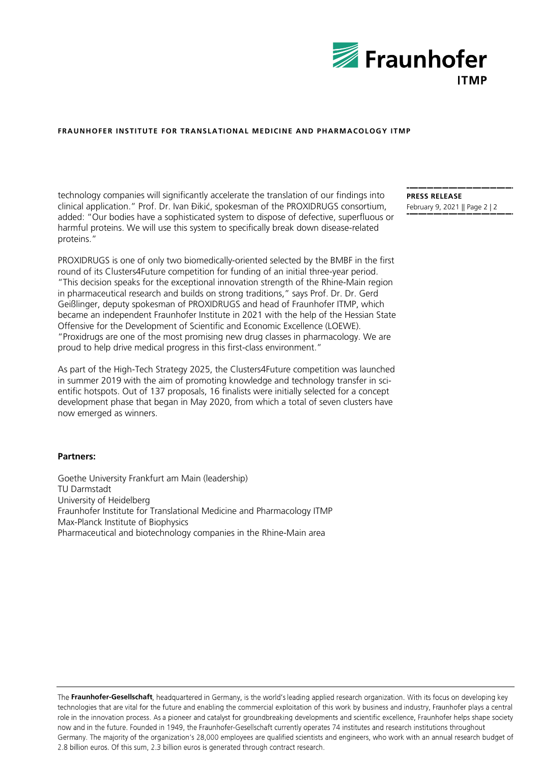technology companies will significantly accelerate the translation of our findings into clinical application." Prof. Dr. Ivan Đikić, spokesman of the PROXIDRUGS consortium, added: "Our bodies have a sophisticated system to dispose of defective, superfluous or harmful proteins. We will use this system to specifically break down disease-related proteins."

PROXIDRUGS is one of only two biomedically-oriented selected by the BMBF in the first round of its Clusters4Future competition for funding of an initial three-year period. "This decision speaks for the exceptional innovation strength of the Rhine-Main region in pharmaceutical research and builds on strong traditions," says Prof. Dr. Dr. Gerd Geißlinger, deputy spokesman of PROXIDRUGS and head of Fraunhofer ITMP, which became an independent Fraunhofer Institute in 2021 with the help of the Hessian State Offensive for the Development of Scientific and Economic Excellence (LOEWE). "Proxidrugs are one of the most promising new drug classes in pharmacology. We are proud to help drive medical progress in this first-class environment."

As part of the High-Tech Strategy 2025, the Clusters4Future competition was launched in summer 2019 with the aim of promoting knowledge and technology transfer in scientific hotspots. Out of 137 proposals, 16 finalists were initially selected for a concept development phase that began in May 2020, from which a total of seven clusters have now emerged as winners.

**Partners:**

Goethe University Frankfurt am Main (leadership)
TU Darmstadt
University of Heidelberg
Fraunhofer Institute for Translational Medicine and Pharmacology ITMP
Max-Planck Institute of Biophysics
Pharmaceutical and biotechnology companies in the Rhine-Main area

The **Fraunhofer-Gesellschaft**, headquartered in Germany, is the world's leading applied research organization. With its focus on developing key technologies that are vital for the future and enabling the commercial exploitation of this work by business and industry, Fraunhofer plays a central role in the innovation process. As a pioneer and catalyst for groundbreaking developments and scientific excellence, Fraunhofer helps shape society now and in the future. Founded in 1949, the Fraunhofer-Gesellschaft currently operates 74 institutes and research institutions throughout Germany. The majority of the organization's 28,000 employees are qualified scientists and engineers, who work with an annual research budget of 2.8 billion euros. Of this sum, 2.3 billion euros is generated through contract research.